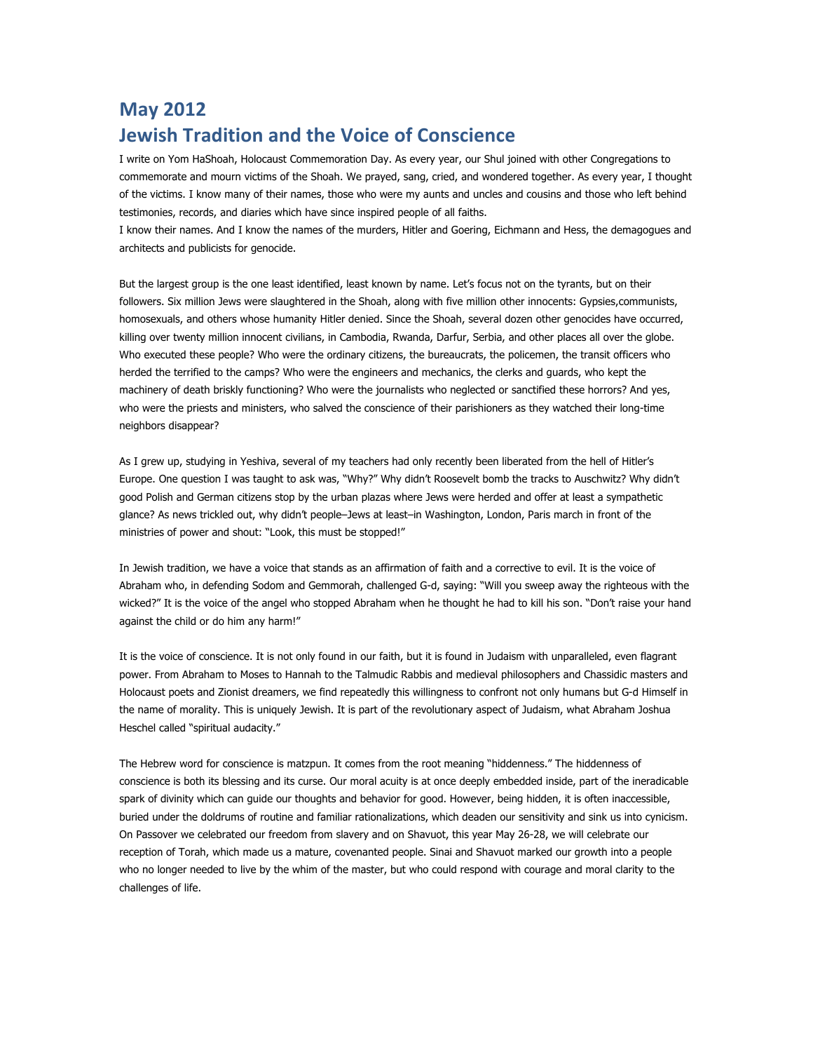# May 2012
# Jewish Tradition and the Voice of Conscience

I write on Yom HaShoah, Holocaust Commemoration Day. As every year, our Shul joined with other Congregations to commemorate and mourn victims of the Shoah. We prayed, sang, cried, and wondered together. As every year, I thought of the victims. I know many of their names, those who were my aunts and uncles and cousins and those who left behind testimonies, records, and diaries which have since inspired people of all faiths.

I know their names. And I know the names of the murders, Hitler and Goering, Eichmann and Hess, the demagogues and architects and publicists for genocide.

But the largest group is the one least identified, least known by name. Let's focus not on the tyrants, but on their followers. Six million Jews were slaughtered in the Shoah, along with five million other innocents: Gypsies,communists, homosexuals, and others whose humanity Hitler denied. Since the Shoah, several dozen other genocides have occurred, killing over twenty million innocent civilians, in Cambodia, Rwanda, Darfur, Serbia, and other places all over the globe. Who executed these people? Who were the ordinary citizens, the bureaucrats, the policemen, the transit officers who herded the terrified to the camps? Who were the engineers and mechanics, the clerks and guards, who kept the machinery of death briskly functioning? Who were the journalists who neglected or sanctified these horrors? And yes, who were the priests and ministers, who salved the conscience of their parishioners as they watched their long-time neighbors disappear?

As I grew up, studying in Yeshiva, several of my teachers had only recently been liberated from the hell of Hitler's Europe. One question I was taught to ask was, "Why?" Why didn't Roosevelt bomb the tracks to Auschwitz? Why didn't good Polish and German citizens stop by the urban plazas where Jews were herded and offer at least a sympathetic glance? As news trickled out, why didn't people–Jews at least–in Washington, London, Paris march in front of the ministries of power and shout: "Look, this must be stopped!"

In Jewish tradition, we have a voice that stands as an affirmation of faith and a corrective to evil. It is the voice of Abraham who, in defending Sodom and Gemmorah, challenged G-d, saying: "Will you sweep away the righteous with the wicked?" It is the voice of the angel who stopped Abraham when he thought he had to kill his son. "Don't raise your hand against the child or do him any harm!"

It is the voice of conscience. It is not only found in our faith, but it is found in Judaism with unparalleled, even flagrant power. From Abraham to Moses to Hannah to the Talmudic Rabbis and medieval philosophers and Chassidic masters and Holocaust poets and Zionist dreamers, we find repeatedly this willingness to confront not only humans but G-d Himself in the name of morality. This is uniquely Jewish. It is part of the revolutionary aspect of Judaism, what Abraham Joshua Heschel called "spiritual audacity."

The Hebrew word for conscience is matzpun. It comes from the root meaning "hiddenness." The hiddenness of conscience is both its blessing and its curse. Our moral acuity is at once deeply embedded inside, part of the ineradicable spark of divinity which can guide our thoughts and behavior for good. However, being hidden, it is often inaccessible, buried under the doldrums of routine and familiar rationalizations, which deaden our sensitivity and sink us into cynicism. On Passover we celebrated our freedom from slavery and on Shavuot, this year May 26-28, we will celebrate our reception of Torah, which made us a mature, covenanted people. Sinai and Shavuot marked our growth into a people who no longer needed to live by the whim of the master, but who could respond with courage and moral clarity to the challenges of life.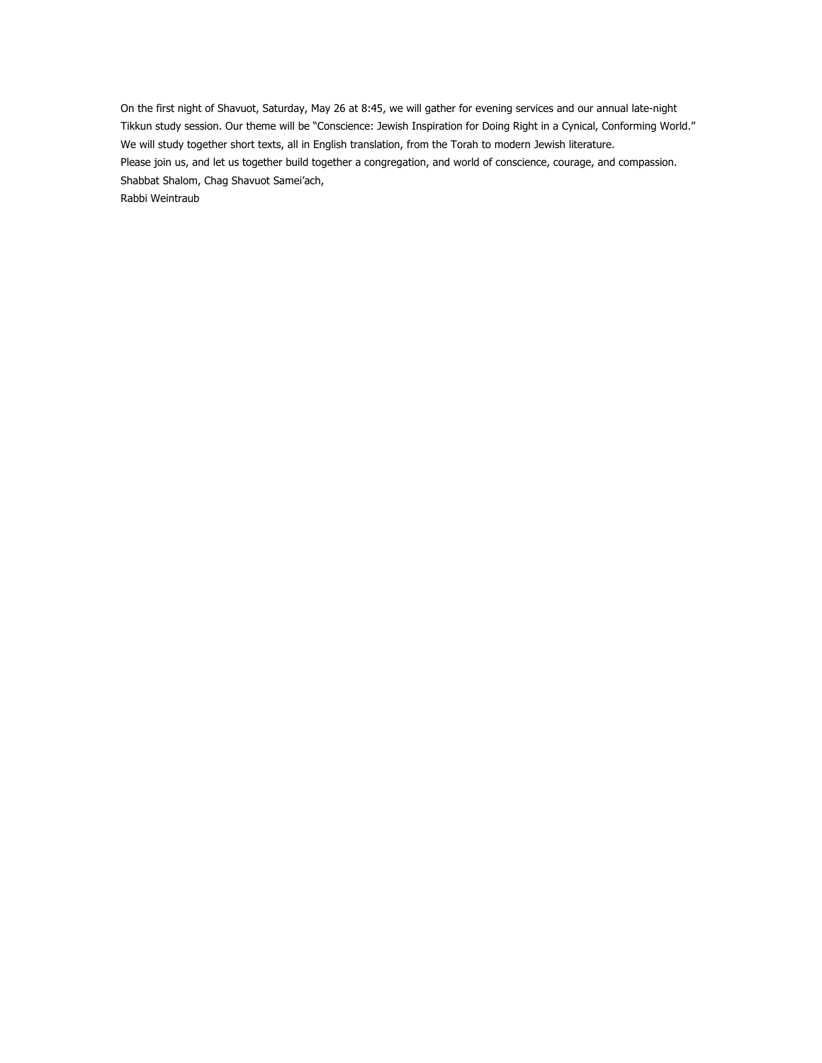On the first night of Shavuot, Saturday, May 26 at 8:45, we will gather for evening services and our annual late-night Tikkun study session. Our theme will be "Conscience: Jewish Inspiration for Doing Right in a Cynical, Conforming World." We will study together short texts, all in English translation, from the Torah to modern Jewish literature.

Please join us, and let us together build together a congregation, and world of conscience, courage, and compassion.

Shabbat Shalom, Chag Shavuot Samei'ach,

Rabbi Weintraub